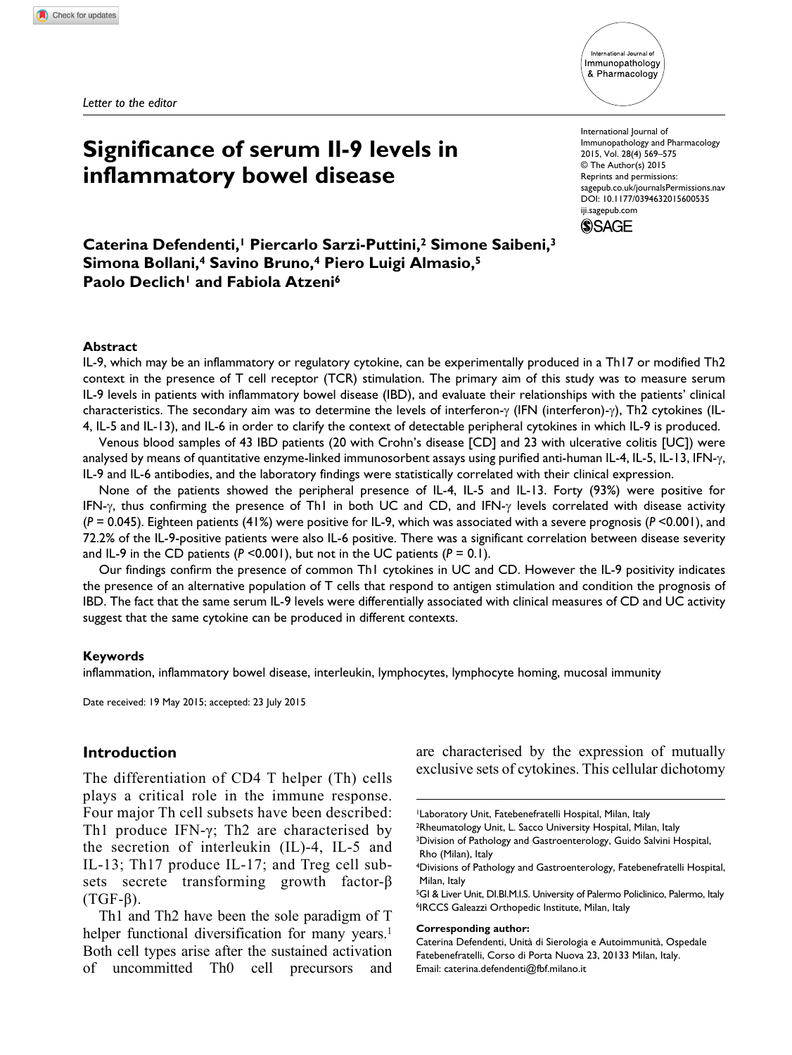*Letter to the editor*

# Significance of serum Il-9 levels in inflammatory bowel disease

International Journal of Immunopathology and Pharmacology 2015, Vol. 28(4) 569–575
© The Author(s) 2015
Reprints and permissions: sagepub.co.uk/journalsPermissions.nav
DOI: 10.1177/0394632015600535
iji.sagepub.com

**Caterina Defendenti,[1] Piercarlo Sarzi-Puttini,[2] Simone Saibeni,[3] Simona Bollani,[4] Savino Bruno,[4] Piero Luigi Almasio,[5] Paolo Declich[1] and Fabiola Atzeni[6]**

## Abstract

IL-9, which may be an inflammatory or regulatory cytokine, can be experimentally produced in a Th17 or modified Th2 context in the presence of T cell receptor (TCR) stimulation. The primary aim of this study was to measure serum IL-9 levels in patients with inflammatory bowel disease (IBD), and evaluate their relationships with the patients' clinical characteristics. The secondary aim was to determine the levels of interferon-γ (IFN (interferon)-γ), Th2 cytokines (IL-4, IL-5 and IL-13), and IL-6 in order to clarify the context of detectable peripheral cytokines in which IL-9 is produced.

Venous blood samples of 43 IBD patients (20 with Crohn's disease [CD] and 23 with ulcerative colitis [UC]) were analysed by means of quantitative enzyme-linked immunosorbent assays using purified anti-human IL-4, IL-5, IL-13, IFN-γ, IL-9 and IL-6 antibodies, and the laboratory findings were statistically correlated with their clinical expression.

None of the patients showed the peripheral presence of IL-4, IL-5 and IL-13. Forty (93%) were positive for IFN-γ, thus confirming the presence of Th1 in both UC and CD, and IFN-γ levels correlated with disease activity ($P = 0.045$). Eighteen patients (41%) were positive for IL-9, which was associated with a severe prognosis ($P < 0.001$), and 72.2% of the IL-9-positive patients were also IL-6 positive. There was a significant correlation between disease severity and IL-9 in the CD patients ($P < 0.001$), but not in the UC patients ($P = 0.1$).

Our findings confirm the presence of common Th1 cytokines in UC and CD. However the IL-9 positivity indicates the presence of an alternative population of T cells that respond to antigen stimulation and condition the prognosis of IBD. The fact that the same serum IL-9 levels were differentially associated with clinical measures of CD and UC activity suggest that the same cytokine can be produced in different contexts.

## Keywords

inflammation, inflammatory bowel disease, interleukin, lymphocytes, lymphocyte homing, mucosal immunity

Date received: 19 May 2015; accepted: 23 July 2015

## Introduction

The differentiation of CD4 T helper (Th) cells plays a critical role in the immune response. Four major Th cell subsets have been described: Th1 produce IFN-γ; Th2 are characterised by the secretion of interleukin (IL)-4, IL-5 and IL-13; Th17 produce IL-17; and Treg cell subsets secrete transforming growth factor-β (TGF-β).

Th1 and Th2 have been the sole paradigm of T helper functional diversification for many years.[1] Both cell types arise after the sustained activation of uncommitted Th0 cell precursors and are characterised by the expression of mutually exclusive sets of cytokines. This cellular dichotomy

[1]Laboratory Unit, Fatebenefratelli Hospital, Milan, Italy
[2]Rheumatology Unit, L. Sacco University Hospital, Milan, Italy
[3]Division of Pathology and Gastroenterology, Guido Salvini Hospital, Rho (Milan), Italy
[4]Divisions of Pathology and Gastroenterology, Fatebenefratelli Hospital, Milan, Italy
[5]GI & Liver Unit, DI.BI.M.I.S. University of Palermo Policlinico, Palermo, Italy
[6]IRCCS Galeazzi Orthopedic Institute, Milan, Italy

**Corresponding author:**
Caterina Defendenti, Unità di Sierologia e Autoimmunità, Ospedale Fatebenefratelli, Corso di Porta Nuova 23, 20133 Milan, Italy.
Email: caterina.defendenti@fbf.milano.it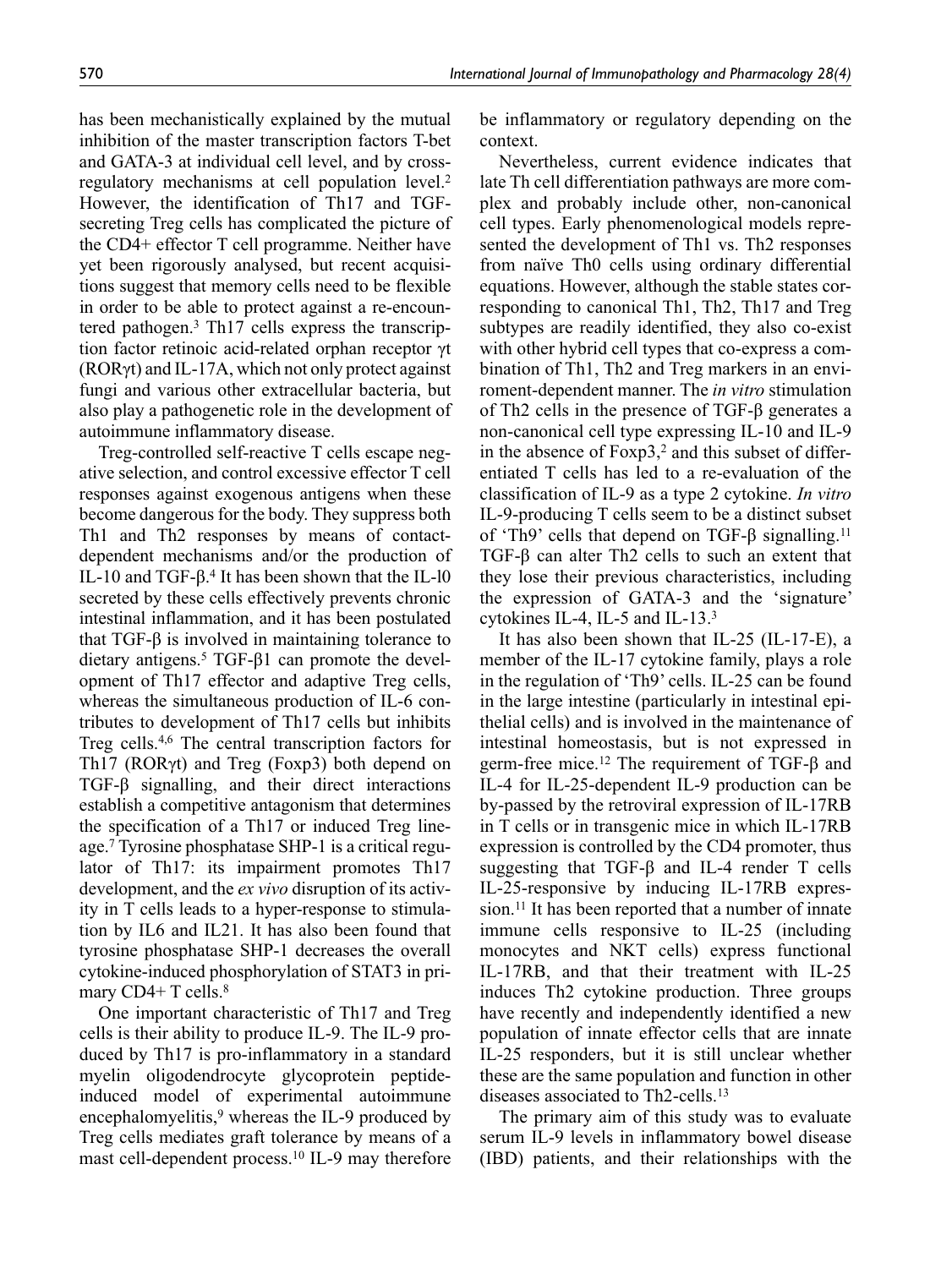has been mechanistically explained by the mutual inhibition of the master transcription factors T-bet and GATA-3 at individual cell level, and by cross-regulatory mechanisms at cell population level.[2] However, the identification of Th17 and TGF-secreting Treg cells has complicated the picture of the CD4+ effector T cell programme. Neither have yet been rigorously analysed, but recent acquisitions suggest that memory cells need to be flexible in order to be able to protect against a re-encountered pathogen.[3] Th17 cells express the transcription factor retinoic acid-related orphan receptor γt (RORγt) and IL-17A, which not only protect against fungi and various other extracellular bacteria, but also play a pathogenetic role in the development of autoimmune inflammatory disease.

Treg-controlled self-reactive T cells escape negative selection, and control excessive effector T cell responses against exogenous antigens when these become dangerous for the body. They suppress both Th1 and Th2 responses by means of contact-dependent mechanisms and/or the production of IL-10 and TGF-β.[4] It has been shown that the IL-l0 secreted by these cells effectively prevents chronic intestinal inflammation, and it has been postulated that TGF-β is involved in maintaining tolerance to dietary antigens.[5] TGF-β1 can promote the development of Th17 effector and adaptive Treg cells, whereas the simultaneous production of IL-6 contributes to development of Th17 cells but inhibits Treg cells.[4,6] The central transcription factors for Th17 (RORγt) and Treg (Foxp3) both depend on TGF-β signalling, and their direct interactions establish a competitive antagonism that determines the specification of a Th17 or induced Treg lineage.[7] Tyrosine phosphatase SHP-1 is a critical regulator of Th17: its impairment promotes Th17 development, and the *ex vivo* disruption of its activity in T cells leads to a hyper-response to stimulation by IL6 and IL21. It has also been found that tyrosine phosphatase SHP-1 decreases the overall cytokine-induced phosphorylation of STAT3 in primary CD4+ T cells.[8]

One important characteristic of Th17 and Treg cells is their ability to produce IL-9. The IL-9 produced by Th17 is pro-inflammatory in a standard myelin oligodendrocyte glycoprotein peptide-induced model of experimental autoimmune encephalomyelitis,[9] whereas the IL-9 produced by Treg cells mediates graft tolerance by means of a mast cell-dependent process.[10] IL-9 may therefore be inflammatory or regulatory depending on the context.

Nevertheless, current evidence indicates that late Th cell differentiation pathways are more complex and probably include other, non-canonical cell types. Early phenomenological models represented the development of Th1 vs. Th2 responses from naïve Th0 cells using ordinary differential equations. However, although the stable states corresponding to canonical Th1, Th2, Th17 and Treg subtypes are readily identified, they also co-exist with other hybrid cell types that co-express a combination of Th1, Th2 and Treg markers in an environment-dependent manner. The *in vitro* stimulation of Th2 cells in the presence of TGF-β generates a non-canonical cell type expressing IL-10 and IL-9 in the absence of Foxp3,[2] and this subset of differentiated T cells has led to a re-evaluation of the classification of IL-9 as a type 2 cytokine. *In vitro* IL-9-producing T cells seem to be a distinct subset of 'Th9' cells that depend on TGF-β signalling.[11] TGF-β can alter Th2 cells to such an extent that they lose their previous characteristics, including the expression of GATA-3 and the 'signature' cytokines IL-4, IL-5 and IL-13.[3]

It has also been shown that IL-25 (IL-17-E), a member of the IL-17 cytokine family, plays a role in the regulation of 'Th9' cells. IL-25 can be found in the large intestine (particularly in intestinal epithelial cells) and is involved in the maintenance of intestinal homeostasis, but is not expressed in germ-free mice.[12] The requirement of TGF-β and IL-4 for IL-25-dependent IL-9 production can be by-passed by the retroviral expression of IL-17RB in T cells or in transgenic mice in which IL-17RB expression is controlled by the CD4 promoter, thus suggesting that TGF-β and IL-4 render T cells IL-25-responsive by inducing IL-17RB expression.[11] It has been reported that a number of innate immune cells responsive to IL-25 (including monocytes and NKT cells) express functional IL-17RB, and that their treatment with IL-25 induces Th2 cytokine production. Three groups have recently and independently identified a new population of innate effector cells that are innate IL-25 responders, but it is still unclear whether these are the same population and function in other diseases associated to Th2-cells.[13]

The primary aim of this study was to evaluate serum IL-9 levels in inflammatory bowel disease (IBD) patients, and their relationships with the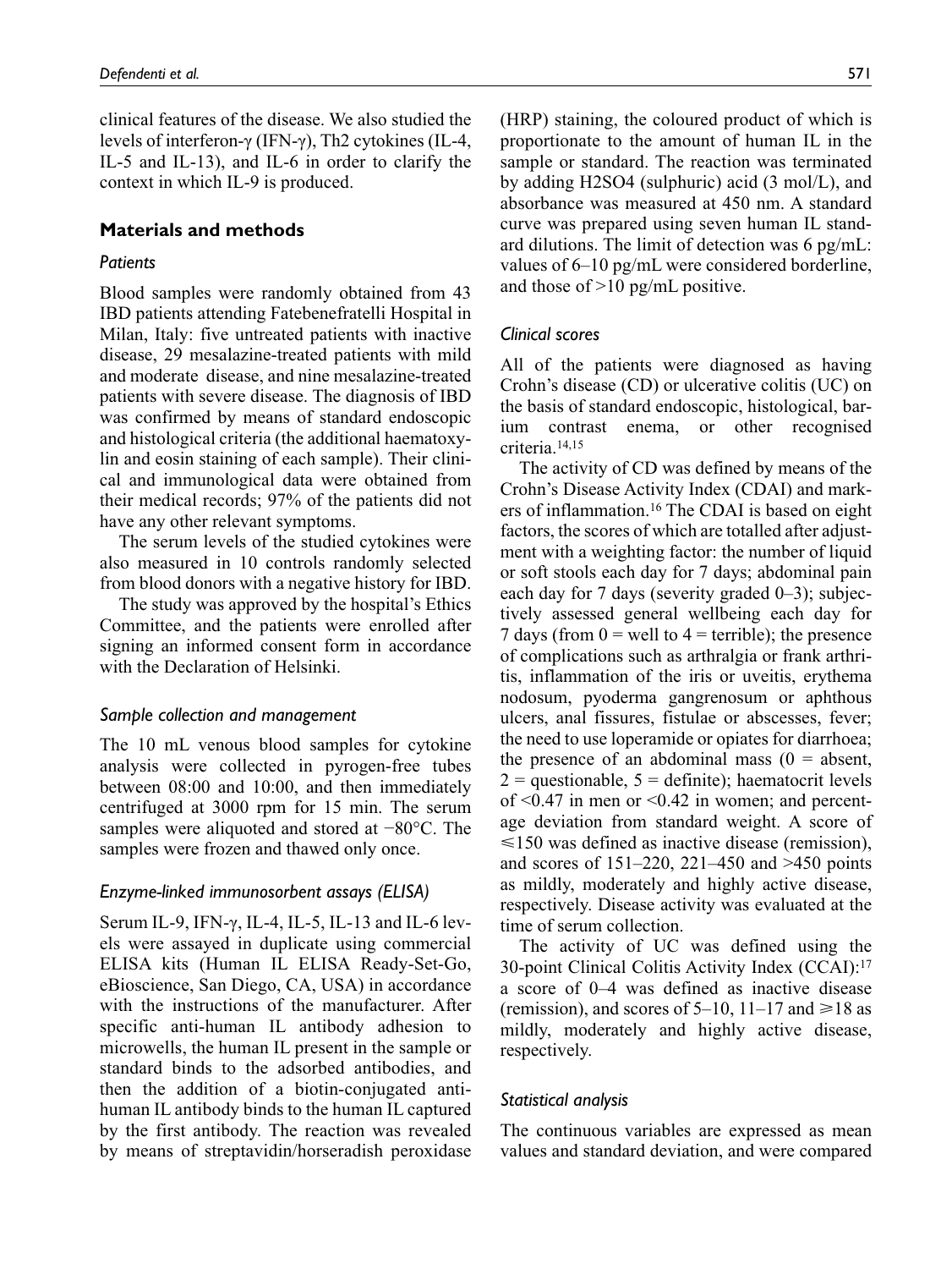clinical features of the disease. We also studied the levels of interferon-γ (IFN-γ), Th2 cytokines (IL-4, IL-5 and IL-13), and IL-6 in order to clarify the context in which IL-9 is produced.

## Materials and methods

### *Patients*

Blood samples were randomly obtained from 43 IBD patients attending Fatebenefratelli Hospital in Milan, Italy: five untreated patients with inactive disease, 29 mesalazine-treated patients with mild and moderate disease, and nine mesalazine-treated patients with severe disease. The diagnosis of IBD was confirmed by means of standard endoscopic and histological criteria (the additional haematoxylin and eosin staining of each sample). Their clinical and immunological data were obtained from their medical records; 97% of the patients did not have any other relevant symptoms.

The serum levels of the studied cytokines were also measured in 10 controls randomly selected from blood donors with a negative history for IBD.

The study was approved by the hospital's Ethics Committee, and the patients were enrolled after signing an informed consent form in accordance with the Declaration of Helsinki.

### *Sample collection and management*

The 10 mL venous blood samples for cytokine analysis were collected in pyrogen-free tubes between 08:00 and 10:00, and then immediately centrifuged at 3000 rpm for 15 min. The serum samples were aliquoted and stored at −80°C. The samples were frozen and thawed only once.

### *Enzyme-linked immunosorbent assays (ELISA)*

Serum IL-9, IFN-γ, IL-4, IL-5, IL-13 and IL-6 levels were assayed in duplicate using commercial ELISA kits (Human IL ELISA Ready-Set-Go, eBioscience, San Diego, CA, USA) in accordance with the instructions of the manufacturer. After specific anti-human IL antibody adhesion to microwells, the human IL present in the sample or standard binds to the adsorbed antibodies, and then the addition of a biotin-conjugated anti-human IL antibody binds to the human IL captured by the first antibody. The reaction was revealed by means of streptavidin/horseradish peroxidase (HRP) staining, the coloured product of which is proportionate to the amount of human IL in the sample or standard. The reaction was terminated by adding $H_2SO_4$ (sulphuric) acid (3 mol/L), and absorbance was measured at 450 nm. A standard curve was prepared using seven human IL standard dilutions. The limit of detection was 6 pg/mL: values of 6–10 pg/mL were considered borderline, and those of >10 pg/mL positive.

### *Clinical scores*

All of the patients were diagnosed as having Crohn's disease (CD) or ulcerative colitis (UC) on the basis of standard endoscopic, histological, barium contrast enema, or other recognised criteria.[14,15]

The activity of CD was defined by means of the Crohn's Disease Activity Index (CDAI) and markers of inflammation.[16] The CDAI is based on eight factors, the scores of which are totalled after adjustment with a weighting factor: the number of liquid or soft stools each day for 7 days; abdominal pain each day for 7 days (severity graded 0–3); subjectively assessed general wellbeing each day for 7 days (from 0 = well to 4 = terrible); the presence of complications such as arthralgia or frank arthritis, inflammation of the iris or uveitis, erythema nodosum, pyoderma gangrenosum or aphthous ulcers, anal fissures, fistulae or abscesses, fever; the need to use loperamide or opiates for diarrhoea; the presence of an abdominal mass (0 = absent, 2 = questionable, 5 = definite); haematocrit levels of <0.47 in men or <0.42 in women; and percentage deviation from standard weight. A score of ⩽150 was defined as inactive disease (remission), and scores of 151–220, 221–450 and >450 points as mildly, moderately and highly active disease, respectively. Disease activity was evaluated at the time of serum collection.

The activity of UC was defined using the 30-point Clinical Colitis Activity Index (CCAI):[17] a score of 0–4 was defined as inactive disease (remission), and scores of 5–10, 11–17 and ⩾18 as mildly, moderately and highly active disease, respectively.

### *Statistical analysis*

The continuous variables are expressed as mean values and standard deviation, and were compared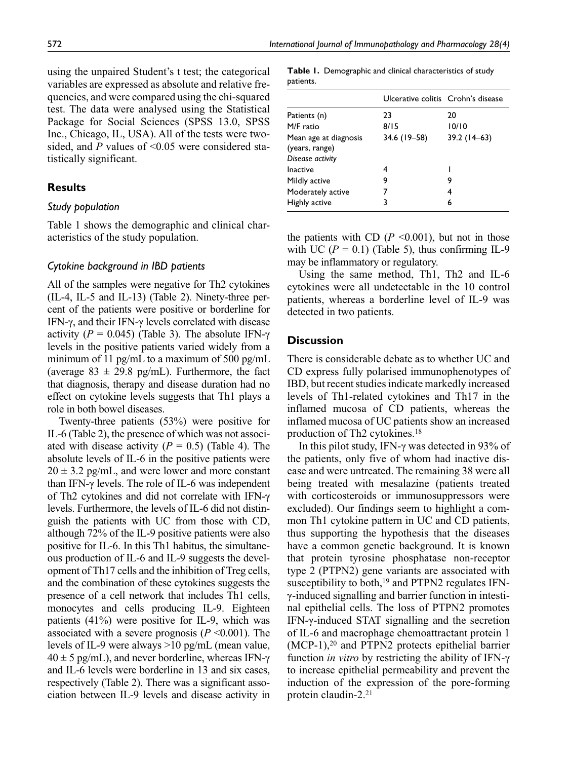using the unpaired Student's t test; the categorical variables are expressed as absolute and relative frequencies, and were compared using the chi-squared test. The data were analysed using the Statistical Package for Social Sciences (SPSS 13.0, SPSS Inc., Chicago, IL, USA). All of the tests were two-sided, and *P* values of <0.05 were considered statistically significant.

## Results

### *Study population*

Table 1 shows the demographic and clinical characteristics of the study population.

**Table 1.** Demographic and clinical characteristics of study patients.

| | Ulcerative colitis | Crohn's disease |
|---|---|---|
| Patients (n) | 23 | 20 |
| M/F ratio | 8/15 | 10/10 |
| Mean age at diagnosis (years, range) | 34.6 (19–58) | 39.2 (14–63) |
| *Disease activity* | | |
| Inactive | 4 | 1 |
| Mildly active | 9 | 9 |
| Moderately active | 7 | 4 |
| Highly active | 3 | 6 |

### *Cytokine background in IBD patients*

All of the samples were negative for Th2 cytokines (IL-4, IL-5 and IL-13) (Table 2). Ninety-three percent of the patients were positive or borderline for IFN-γ, and their IFN-γ levels correlated with disease activity ($P = 0.045$) (Table 3). The absolute IFN-γ levels in the positive patients varied widely from a minimum of 11 pg/mL to a maximum of 500 pg/mL (average $83 \pm 29.8$ pg/mL). Furthermore, the fact that diagnosis, therapy and disease duration had no effect on cytokine levels suggests that Th1 plays a role in both bowel diseases.

Twenty-three patients (53%) were positive for IL-6 (Table 2), the presence of which was not associated with disease activity ($P = 0.5$) (Table 4). The absolute levels of IL-6 in the positive patients were $20 \pm 3.2$ pg/mL, and were lower and more constant than IFN-γ levels. The role of IL-6 was independent of Th2 cytokines and did not correlate with IFN-γ levels. Furthermore, the levels of IL-6 did not distinguish the patients with UC from those with CD, although 72% of the IL-9 positive patients were also positive for IL-6. In this Th1 habitus, the simultaneous production of IL-6 and IL-9 suggests the development of Th17 cells and the inhibition of Treg cells, and the combination of these cytokines suggests the presence of a cell network that includes Th1 cells, monocytes and cells producing IL-9. Eighteen patients (41%) were positive for IL-9, which was associated with a severe prognosis ($P < 0.001$). The levels of IL-9 were always >10 pg/mL (mean value, $40 \pm 5$ pg/mL), and never borderline, whereas IFN-γ and IL-6 levels were borderline in 13 and six cases, respectively (Table 2). There was a significant association between IL-9 levels and disease activity in the patients with CD ($P < 0.001$), but not in those with UC ($P = 0.1$) (Table 5), thus confirming IL-9 may be inflammatory or regulatory.

Using the same method, Th1, Th2 and IL-6 cytokines were all undetectable in the 10 control patients, whereas a borderline level of IL-9 was detected in two patients.

## Discussion

There is considerable debate as to whether UC and CD express fully polarised immunophenotypes of IBD, but recent studies indicate markedly increased levels of Th1-related cytokines and Th17 in the inflamed mucosa of CD patients, whereas the inflamed mucosa of UC patients show an increased production of Th2 cytokines.[18]

In this pilot study, IFN-γ was detected in 93% of the patients, only five of whom had inactive disease and were untreated. The remaining 38 were all being treated with mesalazine (patients treated with corticosteroids or immunosuppressors were excluded). Our findings seem to highlight a common Th1 cytokine pattern in UC and CD patients, thus supporting the hypothesis that the diseases have a common genetic background. It is known that protein tyrosine phosphatase non-receptor type 2 (PTPN2) gene variants are associated with susceptibility to both,[19] and PTPN2 regulates IFN-γ-induced signalling and barrier function in intestinal epithelial cells. The loss of PTPN2 promotes IFN-γ-induced STAT signalling and the secretion of IL-6 and macrophage chemoattractant protein 1 (MCP-1),[20] and PTPN2 protects epithelial barrier function *in vitro* by restricting the ability of IFN-γ to increase epithelial permeability and prevent the induction of the expression of the pore-forming protein claudin-2.[21]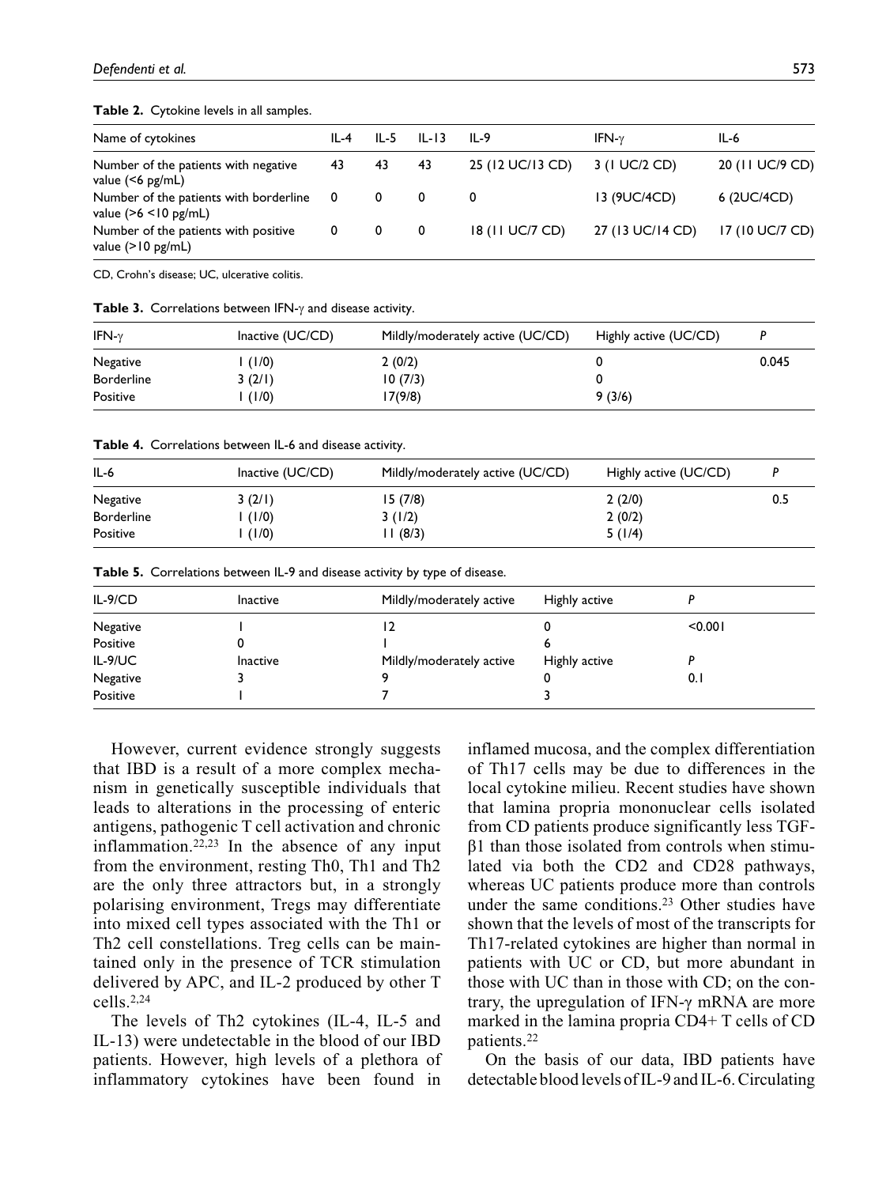**Table 2.** Cytokine levels in all samples.

| Name of cytokines | IL-4 | IL-5 | IL-13 | IL-9 | IFN-γ | IL-6 |
|---|---|---|---|---|---|---|
| Number of the patients with negative value (<6 pg/mL) | 43 | 43 | 43 | 25 (12 UC/13 CD) | 3 (1 UC/2 CD) | 20 (11 UC/9 CD) |
| Number of the patients with borderline value (>6 <10 pg/mL) | 0 | 0 | 0 | 0 | 13 (9UC/4CD) | 6 (2UC/4CD) |
| Number of the patients with positive value (>10 pg/mL) | 0 | 0 | 0 | 18 (11 UC/7 CD) | 27 (13 UC/14 CD) | 17 (10 UC/7 CD) |

CD, Crohn's disease; UC, ulcerative colitis.

**Table 3.** Correlations between IFN-γ and disease activity.

| IFN-γ | Inactive (UC/CD) | Mildly/moderately active (UC/CD) | Highly active (UC/CD) | P |
|---|---|---|---|---|
| Negative | 1 (1/0) | 2 (0/2) | 0 | 0.045 |
| Borderline | 3 (2/1) | 10 (7/3) | 0 | |
| Positive | 1 (1/0) | 17(9/8) | 9 (3/6) | |

**Table 4.** Correlations between IL-6 and disease activity.

| IL-6 | Inactive (UC/CD) | Mildly/moderately active (UC/CD) | Highly active (UC/CD) | P |
|---|---|---|---|---|
| Negative | 3 (2/1) | 15 (7/8) | 2 (2/0) | 0.5 |
| Borderline | 1 (1/0) | 3 (1/2) | 2 (0/2) | |
| Positive | 1 (1/0) | 11 (8/3) | 5 (1/4) | |

**Table 5.** Correlations between IL-9 and disease activity by type of disease.

| IL-9/CD | Inactive | Mildly/moderately active | Highly active | P |
|---|---|---|---|---|
| Negative | 1 | 12 | 0 | <0.001 |
| Positive | 0 | 1 | 6 | |
| IL-9/UC | Inactive | Mildly/moderately active | Highly active | P |
| Negative | 3 | 9 | 0 | 0.1 |
| Positive | 1 | 7 | 3 | |

However, current evidence strongly suggests that IBD is a result of a more complex mechanism in genetically susceptible individuals that leads to alterations in the processing of enteric antigens, pathogenic T cell activation and chronic inflammation.[22,23] In the absence of any input from the environment, resting Th0, Th1 and Th2 are the only three attractors but, in a strongly polarising environment, Tregs may differentiate into mixed cell types associated with the Th1 or Th2 cell constellations. Treg cells can be maintained only in the presence of TCR stimulation delivered by APC, and IL-2 produced by other T cells.[2,24]

The levels of Th2 cytokines (IL-4, IL-5 and IL-13) were undetectable in the blood of our IBD patients. However, high levels of a plethora of inflammatory cytokines have been found in inflamed mucosa, and the complex differentiation of Th17 cells may be due to differences in the local cytokine milieu. Recent studies have shown that lamina propria mononuclear cells isolated from CD patients produce significantly less TGF-β1 than those isolated from controls when stimulated via both the CD2 and CD28 pathways, whereas UC patients produce more than controls under the same conditions.[23] Other studies have shown that the levels of most of the transcripts for Th17-related cytokines are higher than normal in patients with UC or CD, but more abundant in those with UC than in those with CD; on the contrary, the upregulation of IFN-γ mRNA are more marked in the lamina propria CD4+ T cells of CD patients.[22]

On the basis of our data, IBD patients have detectable blood levels of IL-9 and IL-6. Circulating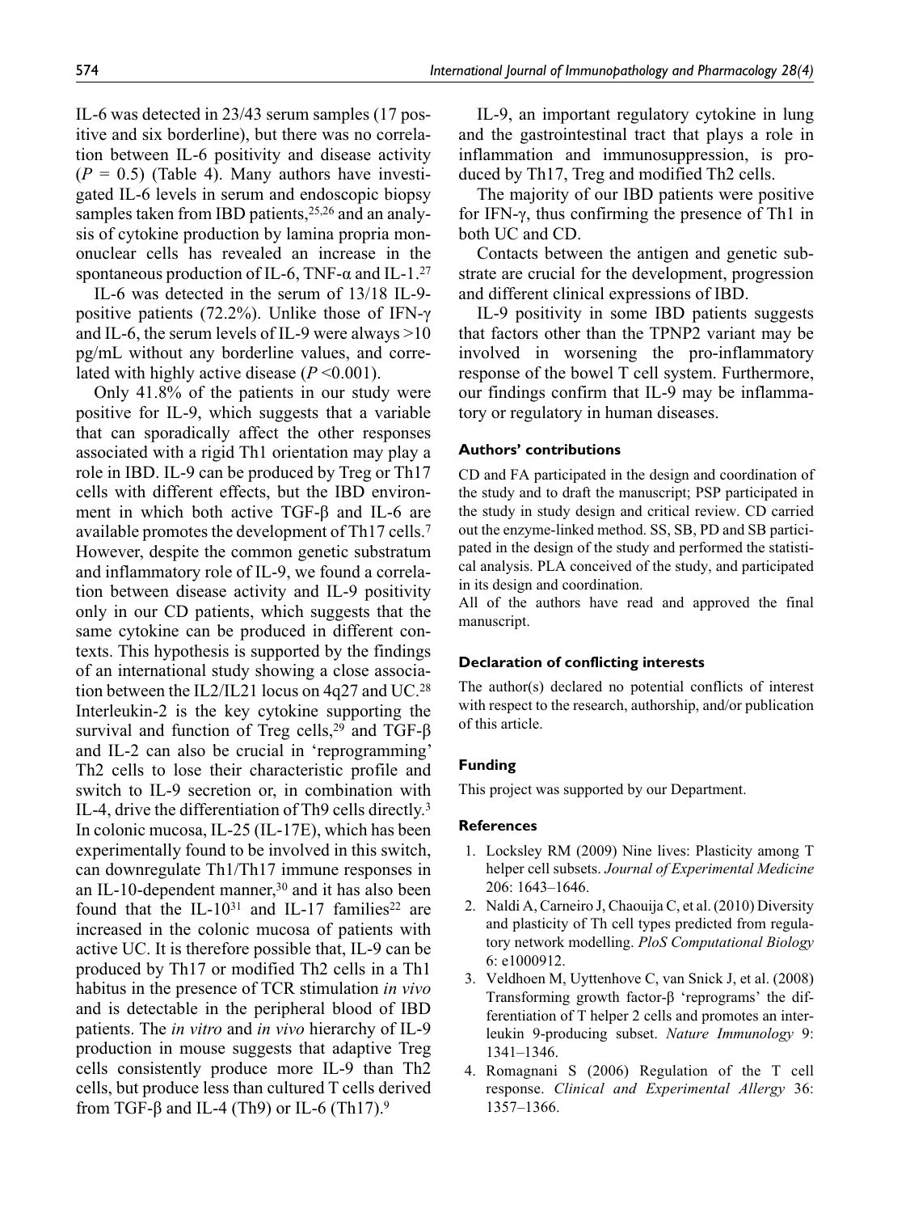IL-6 was detected in 23/43 serum samples (17 positive and six borderline), but there was no correlation between IL-6 positivity and disease activity ($P = 0.5$) (Table 4). Many authors have investigated IL-6 levels in serum and endoscopic biopsy samples taken from IBD patients,[25,26] and an analysis of cytokine production by lamina propria mononuclear cells has revealed an increase in the spontaneous production of IL-6, TNF-α and IL-1.[27]

IL-6 was detected in the serum of 13/18 IL-9-positive patients (72.2%). Unlike those of IFN-γ and IL-6, the serum levels of IL-9 were always >10 pg/mL without any borderline values, and correlated with highly active disease ($P < 0.001$).

Only 41.8% of the patients in our study were positive for IL-9, which suggests that a variable that can sporadically affect the other responses associated with a rigid Th1 orientation may play a role in IBD. IL-9 can be produced by Treg or Th17 cells with different effects, but the IBD environment in which both active TGF-β and IL-6 are available promotes the development of Th17 cells.[7] However, despite the common genetic substratum and inflammatory role of IL-9, we found a correlation between disease activity and IL-9 positivity only in our CD patients, which suggests that the same cytokine can be produced in different contexts. This hypothesis is supported by the findings of an international study showing a close association between the IL2/IL21 locus on 4q27 and UC.[28] Interleukin-2 is the key cytokine supporting the survival and function of Treg cells,[29] and TGF-β and IL-2 can also be crucial in 'reprogramming' Th2 cells to lose their characteristic profile and switch to IL-9 secretion or, in combination with IL-4, drive the differentiation of Th9 cells directly.[3] In colonic mucosa, IL-25 (IL-17E), which has been experimentally found to be involved in this switch, can downregulate Th1/Th17 immune responses in an IL-10-dependent manner,[30] and it has also been found that the IL-10[31] and IL-17 families[22] are increased in the colonic mucosa of patients with active UC. It is therefore possible that, IL-9 can be produced by Th17 or modified Th2 cells in a Th1 habitus in the presence of TCR stimulation *in vivo* and is detectable in the peripheral blood of IBD patients. The *in vitro* and *in vivo* hierarchy of IL-9 production in mouse suggests that adaptive Treg cells consistently produce more IL-9 than Th2 cells, but produce less than cultured T cells derived from TGF-β and IL-4 (Th9) or IL-6 (Th17).[9]

IL-9, an important regulatory cytokine in lung and the gastrointestinal tract that plays a role in inflammation and immunosuppression, is produced by Th17, Treg and modified Th2 cells.

The majority of our IBD patients were positive for IFN-γ, thus confirming the presence of Th1 in both UC and CD.

Contacts between the antigen and genetic substrate are crucial for the development, progression and different clinical expressions of IBD.

IL-9 positivity in some IBD patients suggests that factors other than the TPNP2 variant may be involved in worsening the pro-inflammatory response of the bowel T cell system. Furthermore, our findings confirm that IL-9 may be inflammatory or regulatory in human diseases.

### Authors' contributions

CD and FA participated in the design and coordination of the study and to draft the manuscript; PSP participated in the study in study design and critical review. CD carried out the enzyme-linked method. SS, SB, PD and SB participated in the design of the study and performed the statistical analysis. PLA conceived of the study, and participated in its design and coordination.

All of the authors have read and approved the final manuscript.

### Declaration of conflicting interests

The author(s) declared no potential conflicts of interest with respect to the research, authorship, and/or publication of this article.

### Funding

This project was supported by our Department.

### References

1. Locksley RM (2009) Nine lives: Plasticity among T helper cell subsets. *Journal of Experimental Medicine* 206: 1643–1646.
2. Naldi A, Carneiro J, Chaouija C, et al. (2010) Diversity and plasticity of Th cell types predicted from regulatory network modelling. *PloS Computational Biology* 6: e1000912.
3. Veldhoen M, Uyttenhove C, van Snick J, et al. (2008) Transforming growth factor-β 'reprograms' the differentiation of T helper 2 cells and promotes an interleukin 9-producing subset. *Nature Immunology* 9: 1341–1346.
4. Romagnani S (2006) Regulation of the T cell response. *Clinical and Experimental Allergy* 36: 1357–1366.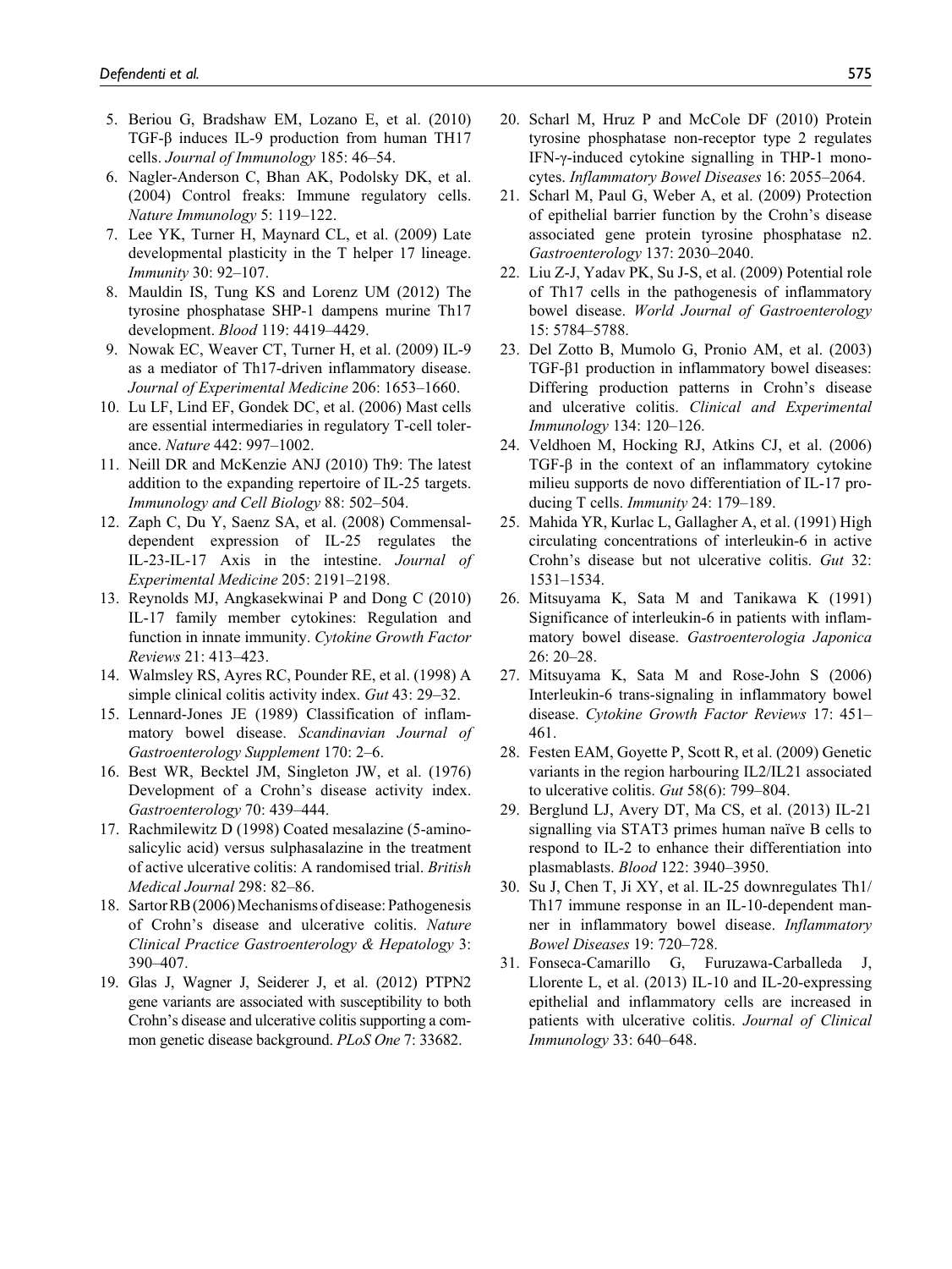5. Beriou G, Bradshaw EM, Lozano E, et al. (2010) TGF-β induces IL-9 production from human TH17 cells. *Journal of Immunology* 185: 46–54.
6. Nagler-Anderson C, Bhan AK, Podolsky DK, et al. (2004) Control freaks: Immune regulatory cells. *Nature Immunology* 5: 119–122.
7. Lee YK, Turner H, Maynard CL, et al. (2009) Late developmental plasticity in the T helper 17 lineage. *Immunity* 30: 92–107.
8. Mauldin IS, Tung KS and Lorenz UM (2012) The tyrosine phosphatase SHP-1 dampens murine Th17 development. *Blood* 119: 4419–4429.
9. Nowak EC, Weaver CT, Turner H, et al. (2009) IL-9 as a mediator of Th17-driven inflammatory disease. *Journal of Experimental Medicine* 206: 1653–1660.
10. Lu LF, Lind EF, Gondek DC, et al. (2006) Mast cells are essential intermediaries in regulatory T-cell tolerance. *Nature* 442: 997–1002.
11. Neill DR and McKenzie ANJ (2010) Th9: The latest addition to the expanding repertoire of IL-25 targets. *Immunology and Cell Biology* 88: 502–504.
12. Zaph C, Du Y, Saenz SA, et al. (2008) Commensal-dependent expression of IL-25 regulates the IL-23-IL-17 Axis in the intestine. *Journal of Experimental Medicine* 205: 2191–2198.
13. Reynolds MJ, Angkasekwinai P and Dong C (2010) IL-17 family member cytokines: Regulation and function in innate immunity. *Cytokine Growth Factor Reviews* 21: 413–423.
14. Walmsley RS, Ayres RC, Pounder RE, et al. (1998) A simple clinical colitis activity index. *Gut* 43: 29–32.
15. Lennard-Jones JE (1989) Classification of inflammatory bowel disease. *Scandinavian Journal of Gastroenterology Supplement* 170: 2–6.
16. Best WR, Becktel JM, Singleton JW, et al. (1976) Development of a Crohn's disease activity index. *Gastroenterology* 70: 439–444.
17. Rachmilewitz D (1998) Coated mesalazine (5-aminosalicylic acid) versus sulphasalazine in the treatment of active ulcerative colitis: A randomised trial. *British Medical Journal* 298: 82–86.
18. Sartor RB (2006) Mechanisms of disease: Pathogenesis of Crohn's disease and ulcerative colitis. *Nature Clinical Practice Gastroenterology & Hepatology* 3: 390–407.
19. Glas J, Wagner J, Seiderer J, et al. (2012) PTPN2 gene variants are associated with susceptibility to both Crohn's disease and ulcerative colitis supporting a common genetic disease background. *PLoS One* 7: 33682.
20. Scharl M, Hruz P and McCole DF (2010) Protein tyrosine phosphatase non-receptor type 2 regulates IFN-γ-induced cytokine signalling in THP-1 monocytes. *Inflammatory Bowel Diseases* 16: 2055–2064.
21. Scharl M, Paul G, Weber A, et al. (2009) Protection of epithelial barrier function by the Crohn's disease associated gene protein tyrosine phosphatase n2. *Gastroenterology* 137: 2030–2040.
22. Liu Z-J, Yadav PK, Su J-S, et al. (2009) Potential role of Th17 cells in the pathogenesis of inflammatory bowel disease. *World Journal of Gastroenterology* 15: 5784–5788.
23. Del Zotto B, Mumolo G, Pronio AM, et al. (2003) TGF-β1 production in inflammatory bowel diseases: Differing production patterns in Crohn's disease and ulcerative colitis. *Clinical and Experimental Immunology* 134: 120–126.
24. Veldhoen M, Hocking RJ, Atkins CJ, et al. (2006) TGF-β in the context of an inflammatory cytokine milieu supports de novo differentiation of IL-17 producing T cells. *Immunity* 24: 179–189.
25. Mahida YR, Kurlac L, Gallagher A, et al. (1991) High circulating concentrations of interleukin-6 in active Crohn's disease but not ulcerative colitis. *Gut* 32: 1531–1534.
26. Mitsuyama K, Sata M and Tanikawa K (1991) Significance of interleukin-6 in patients with inflammatory bowel disease. *Gastroenterologia Japonica* 26: 20–28.
27. Mitsuyama K, Sata M and Rose-John S (2006) Interleukin-6 trans-signaling in inflammatory bowel disease. *Cytokine Growth Factor Reviews* 17: 451–461.
28. Festen EAM, Goyette P, Scott R, et al. (2009) Genetic variants in the region harbouring IL2/IL21 associated to ulcerative colitis. *Gut* 58(6): 799–804.
29. Berglund LJ, Avery DT, Ma CS, et al. (2013) IL-21 signalling via STAT3 primes human naïve B cells to respond to IL-2 to enhance their differentiation into plasmablasts. *Blood* 122: 3940–3950.
30. Su J, Chen T, Ji XY, et al. IL-25 downregulates Th1/Th17 immune response in an IL-10-dependent manner in inflammatory bowel disease. *Inflammatory Bowel Diseases* 19: 720–728.
31. Fonseca-Camarillo G, Furuzawa-Carballeda J, Llorente L, et al. (2013) IL-10 and IL-20-expressing epithelial and inflammatory cells are increased in patients with ulcerative colitis. *Journal of Clinical Immunology* 33: 640–648.